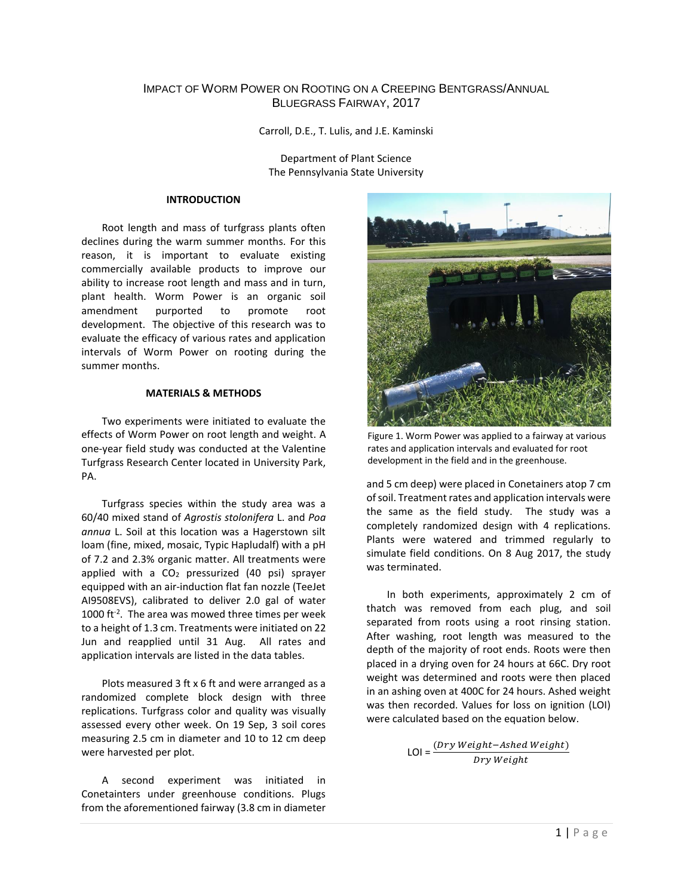# Impact of Worm Power on Rooting on a Creeping Bentgrass/Annual Bluegrass Fairway, 2017

Carroll, D.E., T. Lulis, and J.E. Kaminski

Department of Plant Science
The Pennsylvania State University

## INTRODUCTION

Root length and mass of turfgrass plants often declines during the warm summer months. For this reason, it is important to evaluate existing commercially available products to improve our ability to increase root length and mass and in turn, plant health. Worm Power is an organic soil amendment purported to promote root development. The objective of this research was to evaluate the efficacy of various rates and application intervals of Worm Power on rooting during the summer months.

## MATERIALS & METHODS

Two experiments were initiated to evaluate the effects of Worm Power on root length and weight. A one-year field study was conducted at the Valentine Turfgrass Research Center located in University Park, PA.

Turfgrass species within the study area was a 60/40 mixed stand of *Agrostis stolonifera* L. and *Poa annua* L. Soil at this location was a Hagerstown silt loam (fine, mixed, mosaic, Typic Hapludalf) with a pH of 7.2 and 2.3% organic matter. All treatments were applied with a $CO_2$ pressurized (40 psi) sprayer equipped with an air-induction flat fan nozzle (TeeJet AI9508EVS), calibrated to deliver 2.0 gal of water 1000 $ft^{-2}$. The area was mowed three times per week to a height of 1.3 cm. Treatments were initiated on 22 Jun and reapplied until 31 Aug. All rates and application intervals are listed in the data tables.

Plots measured 3 ft x 6 ft and were arranged as a randomized complete block design with three replications. Turfgrass color and quality was visually assessed every other week. On 19 Sep, 3 soil cores measuring 2.5 cm in diameter and 10 to 12 cm deep were harvested per plot.

A second experiment was initiated in Conetainters under greenhouse conditions. Plugs from the aforementioned fairway (3.8 cm in diameter and 5 cm deep) were placed in Conetainers atop 7 cm of soil. Treatment rates and application intervals were the same as the field study. The study was a completely randomized design with 4 replications. Plants were watered and trimmed regularly to simulate field conditions. On 8 Aug 2017, the study was terminated.

Figure 1. Worm Power was applied to a fairway at various rates and application intervals and evaluated for root development in the field and in the greenhouse.

In both experiments, approximately 2 cm of thatch was removed from each plug, and soil separated from roots using a root rinsing station. After washing, root length was measured to the depth of the majority of root ends. Roots were then placed in a drying oven for 24 hours at 66C. Dry root weight was determined and roots were then placed in an ashing oven at 400C for 24 hours. Ashed weight was then recorded. Values for loss on ignition (LOI) were calculated based on the equation below.

$$\text{LOI} = \frac{(Dry\ Weight - Ashed\ Weight)}{Dry\ Weight}$$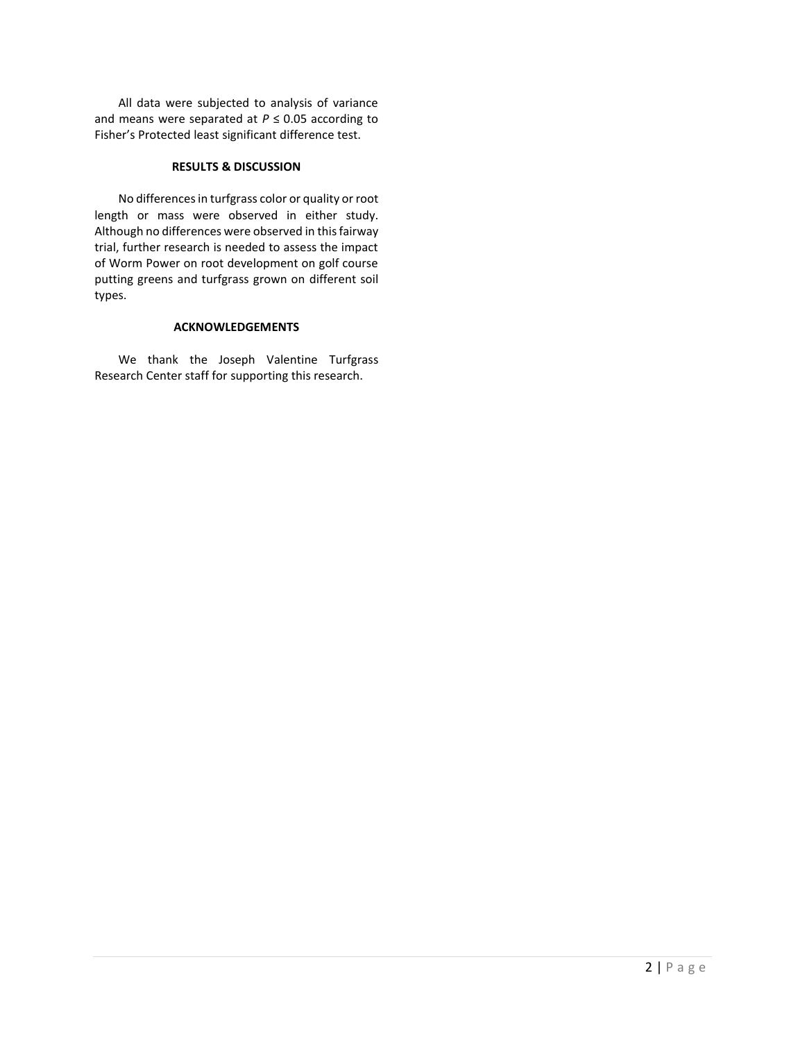All data were subjected to analysis of variance and means were separated at $P \leq 0.05$ according to Fisher's Protected least significant difference test.

## RESULTS & DISCUSSION

No differences in turfgrass color or quality or root length or mass were observed in either study. Although no differences were observed in this fairway trial, further research is needed to assess the impact of Worm Power on root development on golf course putting greens and turfgrass grown on different soil types.

## ACKNOWLEDGEMENTS

We thank the Joseph Valentine Turfgrass Research Center staff for supporting this research.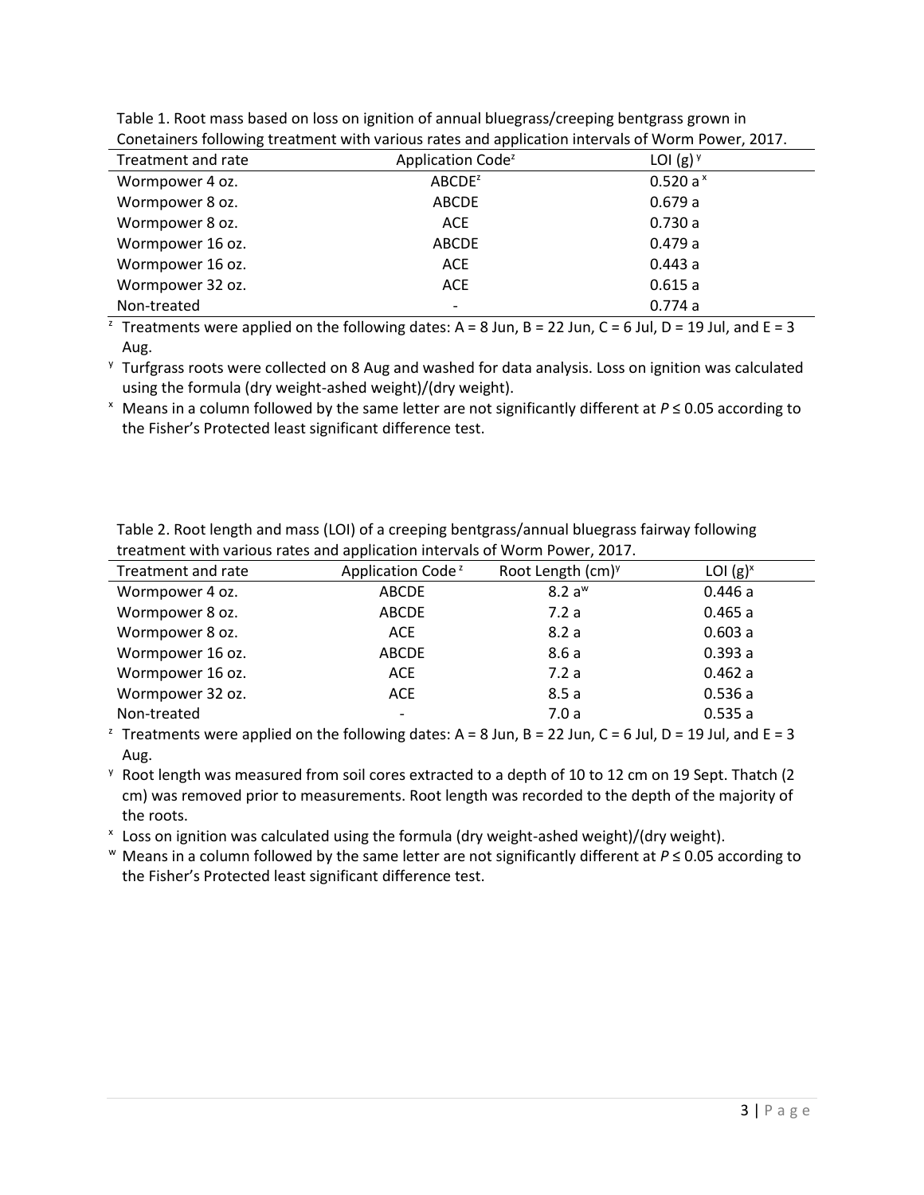Table 1. Root mass based on loss on ignition of annual bluegrass/creeping bentgrass grown in Conetainers following treatment with various rates and application intervals of Worm Power, 2017.

| Treatment and rate | Application Code[z] | LOI (g) [y] |
|---|---|---|
| Wormpower 4 oz. | ABCDE[z] | 0.520 a [x] |
| Wormpower 8 oz. | ABCDE | 0.679 a |
| Wormpower 8 oz. | ACE | 0.730 a |
| Wormpower 16 oz. | ABCDE | 0.479 a |
| Wormpower 16 oz. | ACE | 0.443 a |
| Wormpower 32 oz. | ACE | 0.615 a |
| Non-treated | - | 0.774 a |

[z] Treatments were applied on the following dates: A = 8 Jun, B = 22 Jun, C = 6 Jul, D = 19 Jul, and E = 3 Aug.

[y] Turfgrass roots were collected on 8 Aug and washed for data analysis. Loss on ignition was calculated using the formula (dry weight-ashed weight)/(dry weight).

[x] Means in a column followed by the same letter are not significantly different at $P \leq 0.05$ according to the Fisher's Protected least significant difference test.

Table 2. Root length and mass (LOI) of a creeping bentgrass/annual bluegrass fairway following treatment with various rates and application intervals of Worm Power, 2017.

| Treatment and rate | Application Code[z] | Root Length (cm)[y] | LOI (g)[x] |
|---|---|---|---|
| Wormpower 4 oz. | ABCDE | 8.2 a[w] | 0.446 a |
| Wormpower 8 oz. | ABCDE | 7.2 a | 0.465 a |
| Wormpower 8 oz. | ACE | 8.2 a | 0.603 a |
| Wormpower 16 oz. | ABCDE | 8.6 a | 0.393 a |
| Wormpower 16 oz. | ACE | 7.2 a | 0.462 a |
| Wormpower 32 oz. | ACE | 8.5 a | 0.536 a |
| Non-treated | - | 7.0 a | 0.535 a |

[z] Treatments were applied on the following dates: A = 8 Jun, B = 22 Jun, C = 6 Jul, D = 19 Jul, and E = 3 Aug.

[y] Root length was measured from soil cores extracted to a depth of 10 to 12 cm on 19 Sept. Thatch (2 cm) was removed prior to measurements. Root length was recorded to the depth of the majority of the roots.

[x] Loss on ignition was calculated using the formula (dry weight-ashed weight)/(dry weight).

[w] Means in a column followed by the same letter are not significantly different at $P \leq 0.05$ according to the Fisher's Protected least significant difference test.